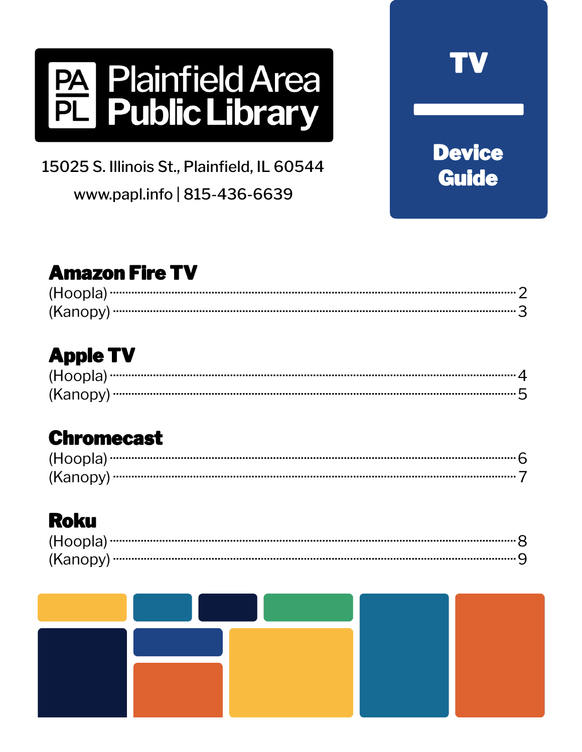# Plainfield Area Public Library

15025 S. Illinois St., Plainfield, IL 60544

www.papl.info | 815-436-6639

# TV Device Guide

## Amazon Fire TV

(Hoopla) ........ 2
(Kanopy) ........ 3

## Apple TV

(Hoopla) ........ 4
(Kanopy) ........ 5

## Chromecast

(Hoopla) ........ 6
(Kanopy) ........ 7

## Roku

(Hoopla) ........ 8
(Kanopy) ........ 9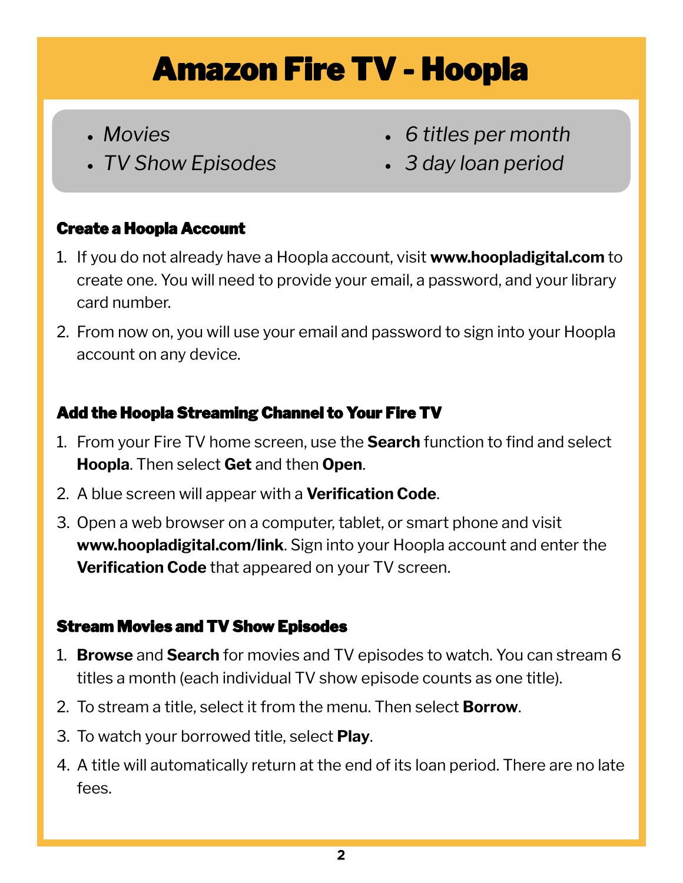# Amazon Fire TV - Hoopla

- *Movies*
- *TV Show Episodes*
- *6 titles per month*
- *3 day loan period*

### Create a Hoopla Account

1. If you do not already have a Hoopla account, visit **www.hoopladigital.com** to create one. You will need to provide your email, a password, and your library card number.
2. From now on, you will use your email and password to sign into your Hoopla account on any device.

### Add the Hoopla Streaming Channel to Your Fire TV

1. From your Fire TV home screen, use the **Search** function to find and select **Hoopla**. Then select **Get** and then **Open**.
2. A blue screen will appear with a **Verification Code**.
3. Open a web browser on a computer, tablet, or smart phone and visit **www.hoopladigital.com/link**. Sign into your Hoopla account and enter the **Verification Code** that appeared on your TV screen.

### Stream Movies and TV Show Episodes

1. **Browse** and **Search** for movies and TV episodes to watch. You can stream 6 titles a month (each individual TV show episode counts as one title).
2. To stream a title, select it from the menu. Then select **Borrow**.
3. To watch your borrowed title, select **Play**.
4. A title will automatically return at the end of its loan period. There are no late fees.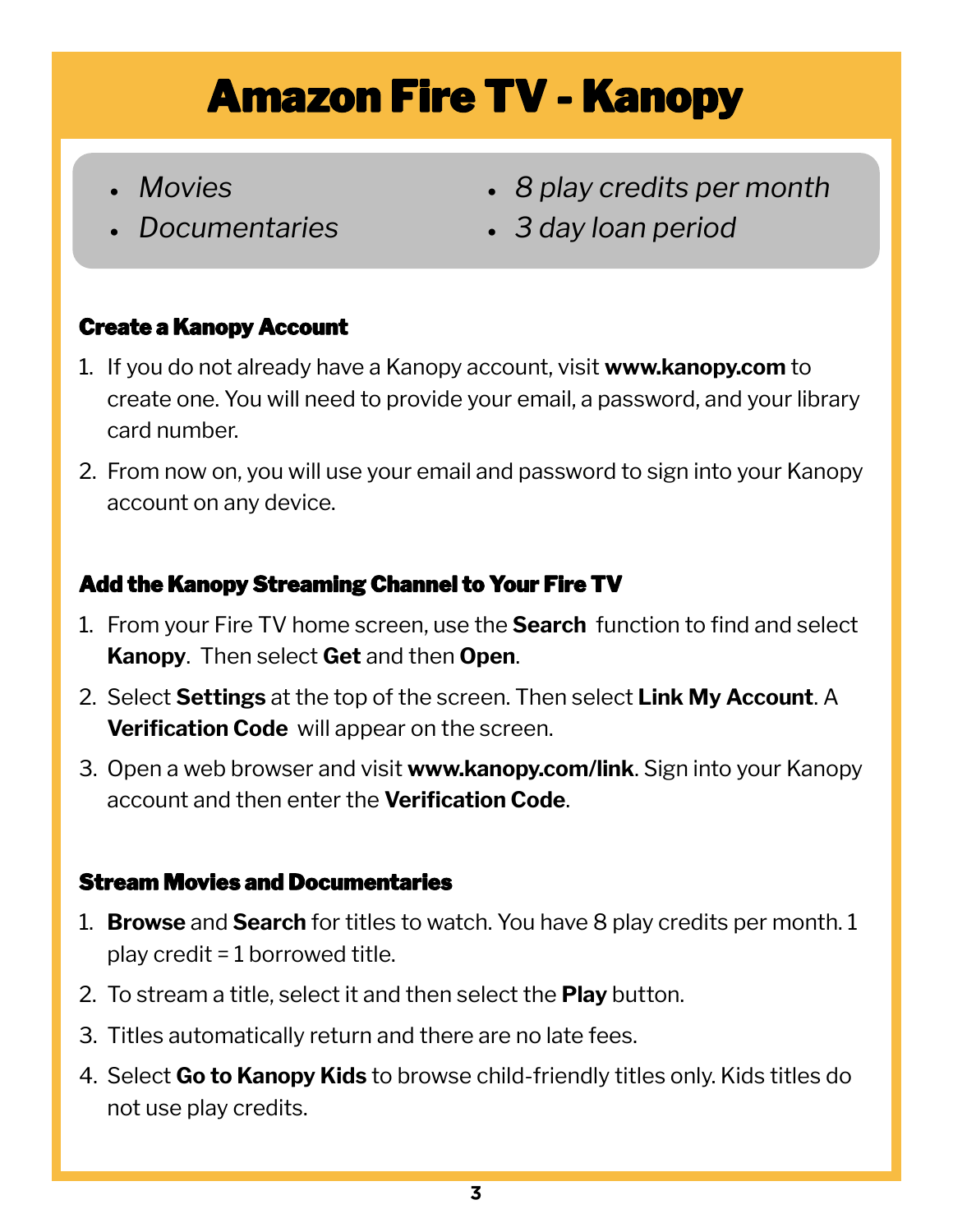# Amazon Fire TV - Kanopy

- *Movies*
- *Documentaries*
- *8 play credits per month*
- *3 day loan period*

### Create a Kanopy Account

1. If you do not already have a Kanopy account, visit **www.kanopy.com** to create one. You will need to provide your email, a password, and your library card number.
2. From now on, you will use your email and password to sign into your Kanopy account on any device.

### Add the Kanopy Streaming Channel to Your Fire TV

1. From your Fire TV home screen, use the **Search** function to find and select **Kanopy**. Then select **Get** and then **Open**.
2. Select **Settings** at the top of the screen. Then select **Link My Account**. A **Verification Code** will appear on the screen.
3. Open a web browser and visit **www.kanopy.com/link**. Sign into your Kanopy account and then enter the **Verification Code**.

### Stream Movies and Documentaries

1. **Browse** and **Search** for titles to watch. You have 8 play credits per month. 1 play credit = 1 borrowed title.
2. To stream a title, select it and then select the **Play** button.
3. Titles automatically return and there are no late fees.
4. Select **Go to Kanopy Kids** to browse child-friendly titles only. Kids titles do not use play credits.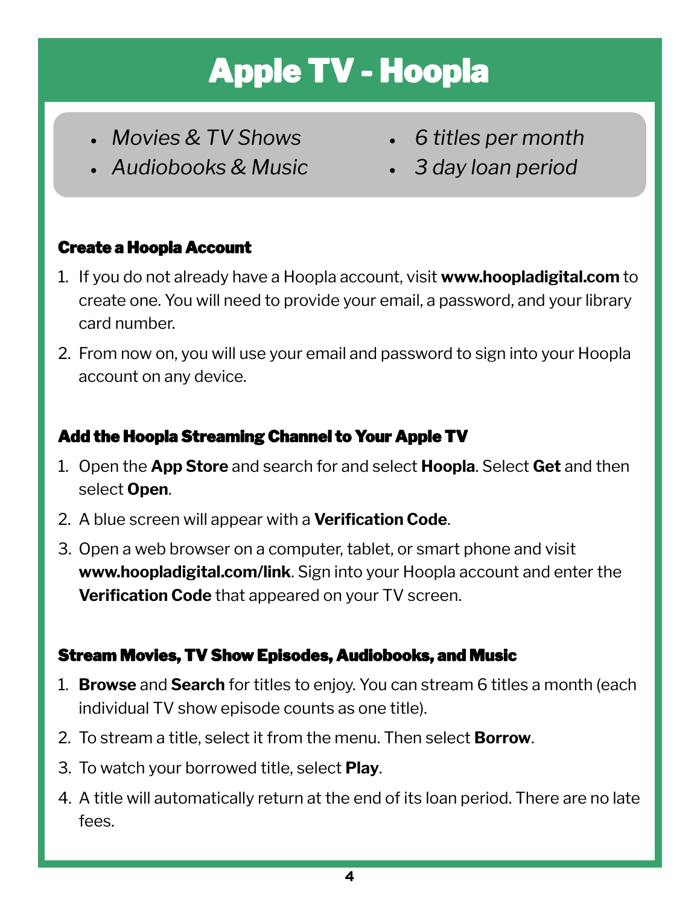# Apple TV - Hoopla

- *Movies & TV Shows*
- *Audiobooks & Music*
- *6 titles per month*
- *3 day loan period*

### Create a Hoopla Account

1. If you do not already have a Hoopla account, visit **www.hoopladigital.com** to create one. You will need to provide your email, a password, and your library card number.
2. From now on, you will use your email and password to sign into your Hoopla account on any device.

### Add the Hoopla Streaming Channel to Your Apple TV

1. Open the **App Store** and search for and select **Hoopla**. Select **Get** and then select **Open**.
2. A blue screen will appear with a **Verification Code**.
3. Open a web browser on a computer, tablet, or smart phone and visit **www.hoopladigital.com/link**. Sign into your Hoopla account and enter the **Verification Code** that appeared on your TV screen.

### Stream Movies, TV Show Episodes, Audiobooks, and Music

1. **Browse** and **Search** for titles to enjoy. You can stream 6 titles a month (each individual TV show episode counts as one title).
2. To stream a title, select it from the menu. Then select **Borrow**.
3. To watch your borrowed title, select **Play**.
4. A title will automatically return at the end of its loan period. There are no late fees.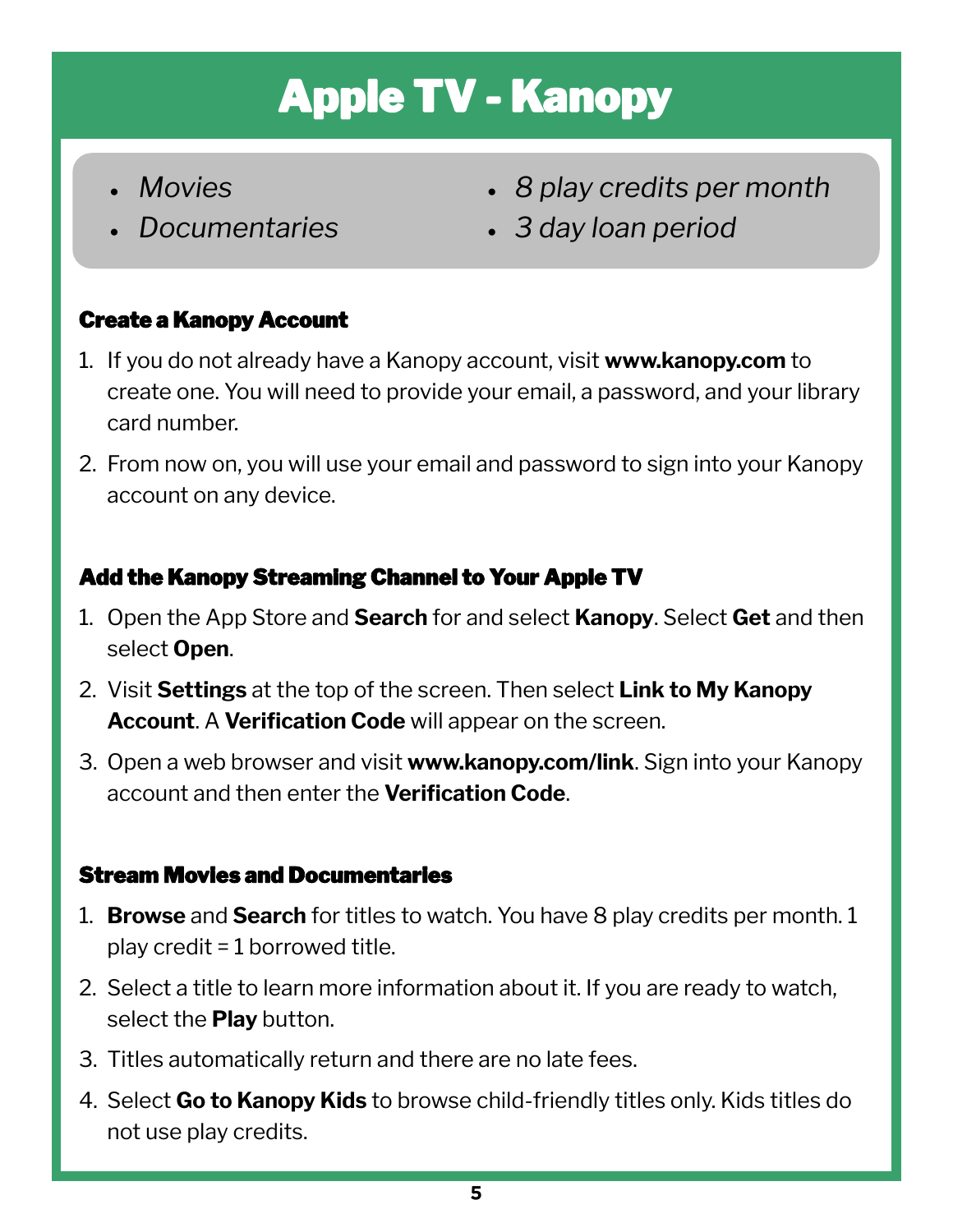# Apple TV - Kanopy

- *Movies*
- *Documentaries*
- *8 play credits per month*
- *3 day loan period*

### Create a Kanopy Account

1. If you do not already have a Kanopy account, visit **www.kanopy.com** to create one. You will need to provide your email, a password, and your library card number.
2. From now on, you will use your email and password to sign into your Kanopy account on any device.

### Add the Kanopy Streaming Channel to Your Apple TV

1. Open the App Store and **Search** for and select **Kanopy**. Select **Get** and then select **Open**.
2. Visit **Settings** at the top of the screen. Then select **Link to My Kanopy Account**. A **Verification Code** will appear on the screen.
3. Open a web browser and visit **www.kanopy.com/link**. Sign into your Kanopy account and then enter the **Verification Code**.

### Stream Movies and Documentaries

1. **Browse** and **Search** for titles to watch. You have 8 play credits per month. 1 play credit = 1 borrowed title.
2. Select a title to learn more information about it. If you are ready to watch, select the **Play** button.
3. Titles automatically return and there are no late fees.
4. Select **Go to Kanopy Kids** to browse child-friendly titles only. Kids titles do not use play credits.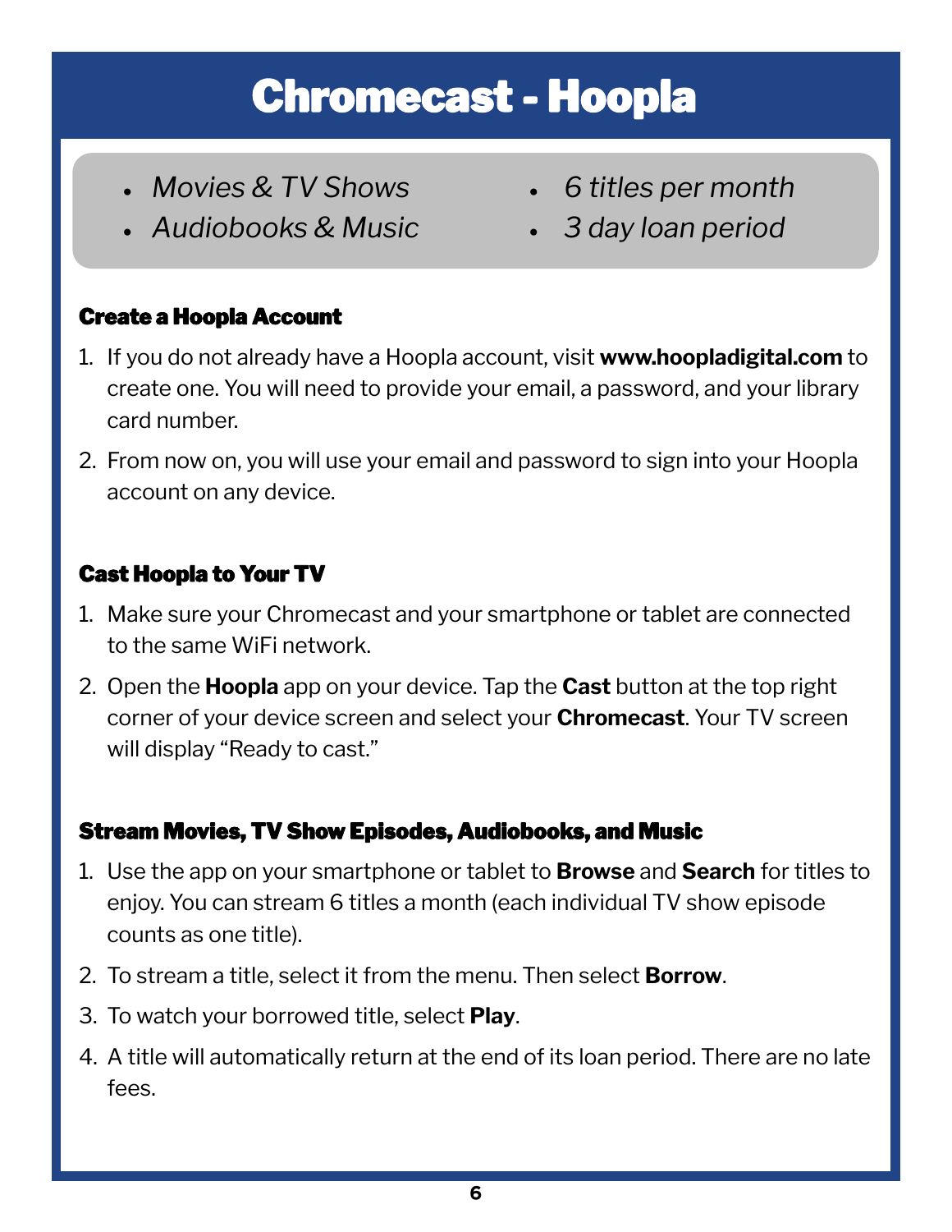# Chromecast - Hoopla

- *Movies & TV Shows*
- *Audiobooks & Music*
- *6 titles per month*
- *3 day loan period*

### Create a Hoopla Account

1. If you do not already have a Hoopla account, visit **www.hoopladigital.com** to create one. You will need to provide your email, a password, and your library card number.
2. From now on, you will use your email and password to sign into your Hoopla account on any device.

### Cast Hoopla to Your TV

1. Make sure your Chromecast and your smartphone or tablet are connected to the same WiFi network.
2. Open the **Hoopla** app on your device. Tap the **Cast** button at the top right corner of your device screen and select your **Chromecast**. Your TV screen will display "Ready to cast."

### Stream Movies, TV Show Episodes, Audiobooks, and Music

1. Use the app on your smartphone or tablet to **Browse** and **Search** for titles to enjoy. You can stream 6 titles a month (each individual TV show episode counts as one title).
2. To stream a title, select it from the menu. Then select **Borrow**.
3. To watch your borrowed title, select **Play**.
4. A title will automatically return at the end of its loan period. There are no late fees.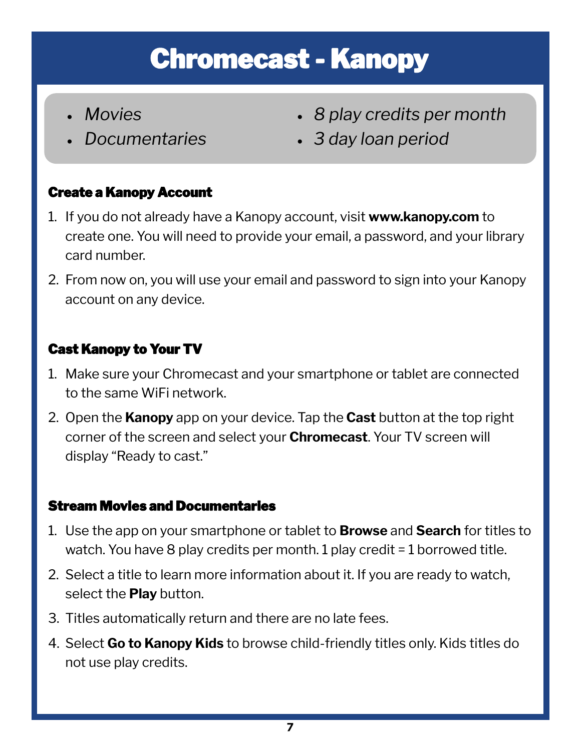# Chromecast - Kanopy

- *Movies*
- *Documentaries*
- *8 play credits per month*
- *3 day loan period*

### Create a Kanopy Account

1. If you do not already have a Kanopy account, visit **www.kanopy.com** to create one. You will need to provide your email, a password, and your library card number.
2. From now on, you will use your email and password to sign into your Kanopy account on any device.

### Cast Kanopy to Your TV

1. Make sure your Chromecast and your smartphone or tablet are connected to the same WiFi network.
2. Open the **Kanopy** app on your device. Tap the **Cast** button at the top right corner of the screen and select your **Chromecast**. Your TV screen will display "Ready to cast."

### Stream Movies and Documentaries

1. Use the app on your smartphone or tablet to **Browse** and **Search** for titles to watch. You have 8 play credits per month. 1 play credit = 1 borrowed title.
2. Select a title to learn more information about it. If you are ready to watch, select the **Play** button.
3. Titles automatically return and there are no late fees.
4. Select **Go to Kanopy Kids** to browse child-friendly titles only. Kids titles do not use play credits.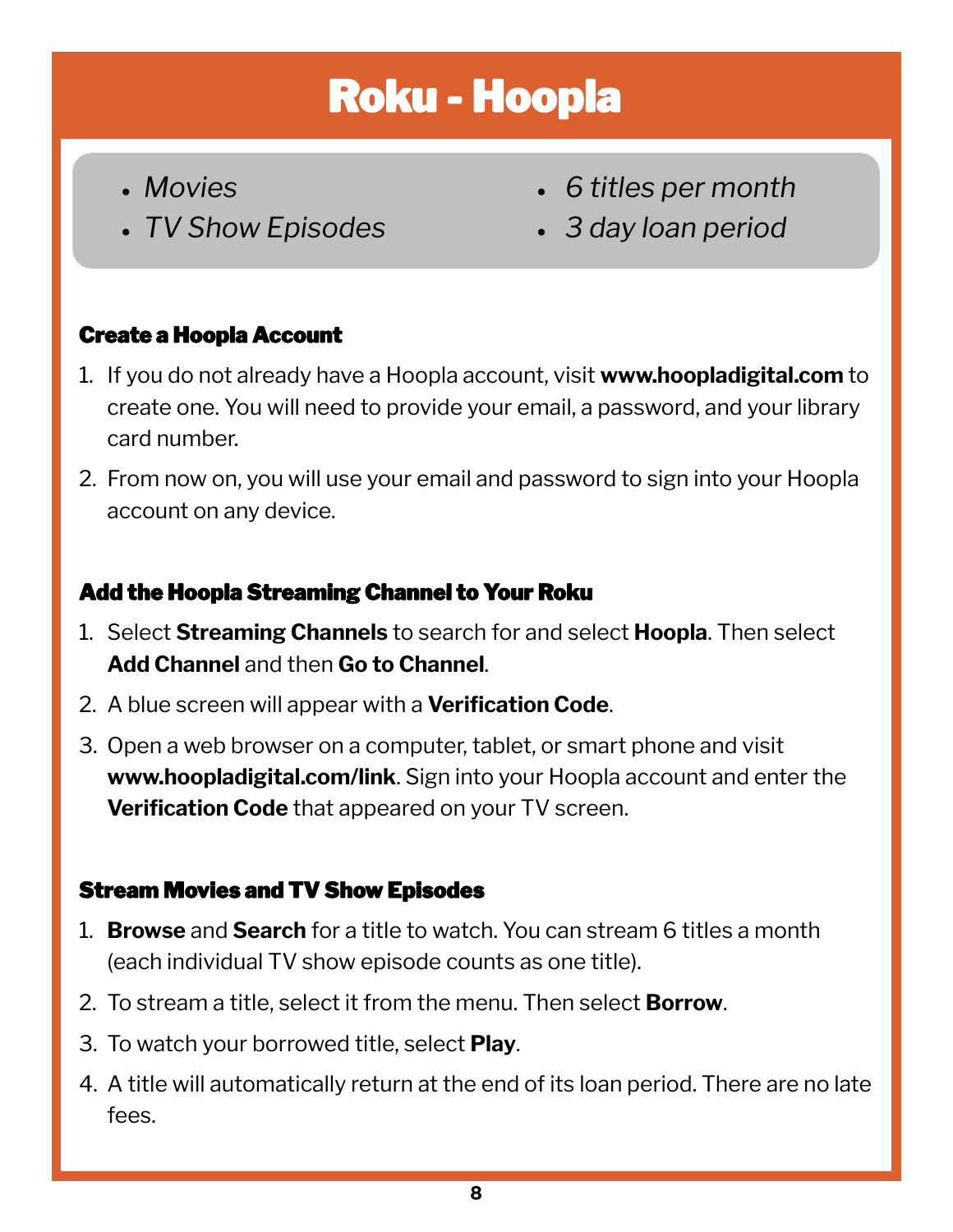# Roku - Hoopla

- *Movies*
- *TV Show Episodes*
- *6 titles per month*
- *3 day loan period*

### Create a Hoopla Account

1. If you do not already have a Hoopla account, visit **www.hoopladigital.com** to create one. You will need to provide your email, a password, and your library card number.
2. From now on, you will use your email and password to sign into your Hoopla account on any device.

### Add the Hoopla Streaming Channel to Your Roku

1. Select **Streaming Channels** to search for and select **Hoopla**. Then select **Add Channel** and then **Go to Channel**.
2. A blue screen will appear with a **Verification Code**.
3. Open a web browser on a computer, tablet, or smart phone and visit **www.hoopladigital.com/link**. Sign into your Hoopla account and enter the **Verification Code** that appeared on your TV screen.

### Stream Movies and TV Show Episodes

1. **Browse** and **Search** for a title to watch. You can stream 6 titles a month (each individual TV show episode counts as one title).
2. To stream a title, select it from the menu. Then select **Borrow**.
3. To watch your borrowed title, select **Play**.
4. A title will automatically return at the end of its loan period. There are no late fees.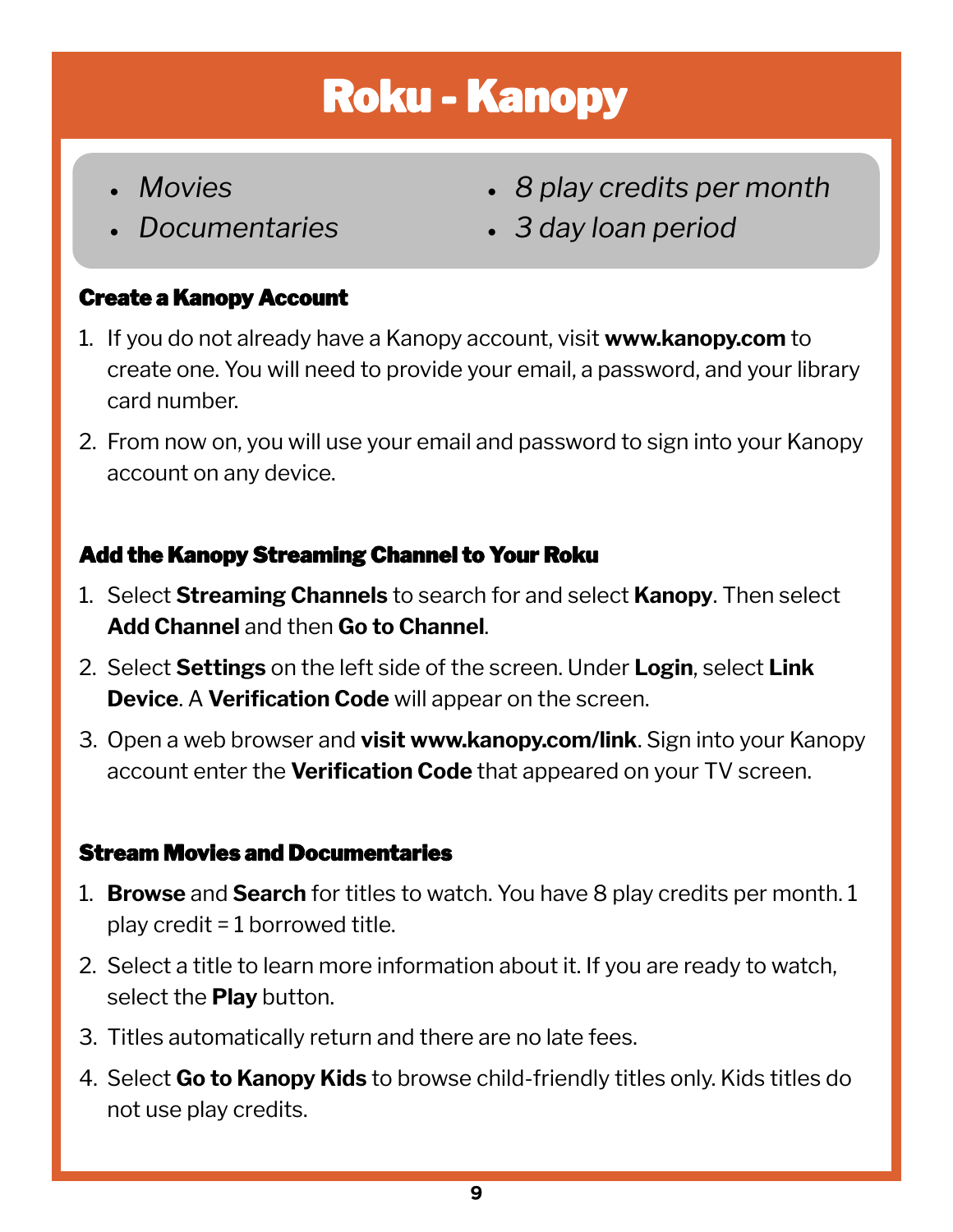# Roku - Kanopy

- *Movies*
- *Documentaries*
- *8 play credits per month*
- *3 day loan period*

### Create a Kanopy Account

1. If you do not already have a Kanopy account, visit **www.kanopy.com** to create one. You will need to provide your email, a password, and your library card number.
2. From now on, you will use your email and password to sign into your Kanopy account on any device.

### Add the Kanopy Streaming Channel to Your Roku

1. Select **Streaming Channels** to search for and select **Kanopy**. Then select **Add Channel** and then **Go to Channel**.
2. Select **Settings** on the left side of the screen. Under **Login**, select **Link Device**. A **Verification Code** will appear on the screen.
3. Open a web browser and **visit www.kanopy.com/link**. Sign into your Kanopy account enter the **Verification Code** that appeared on your TV screen.

### Stream Movies and Documentaries

1. **Browse** and **Search** for titles to watch. You have 8 play credits per month. 1 play credit = 1 borrowed title.
2. Select a title to learn more information about it. If you are ready to watch, select the **Play** button.
3. Titles automatically return and there are no late fees.
4. Select **Go to Kanopy Kids** to browse child-friendly titles only. Kids titles do not use play credits.